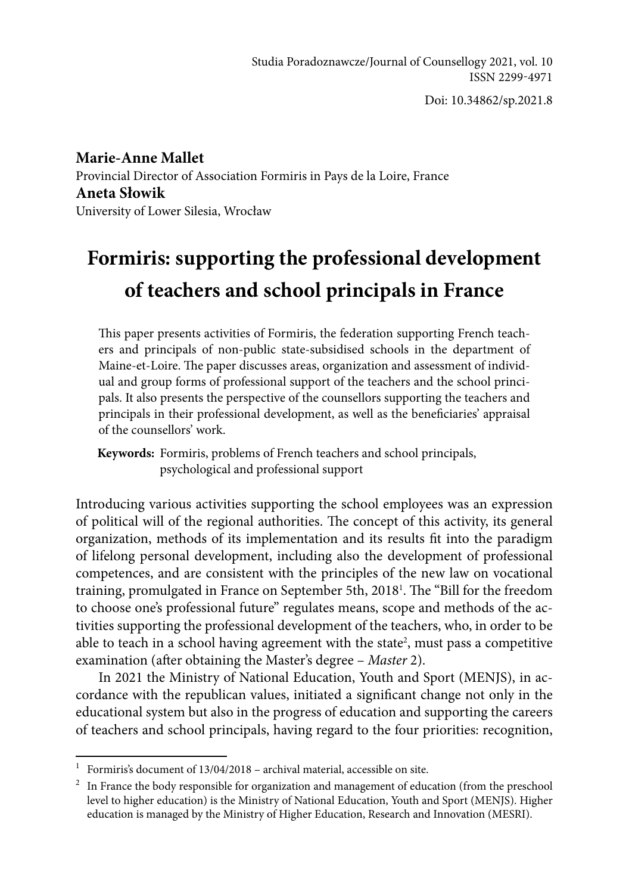Studia Poradoznawcze/Journal of Counsellogy 2021, vol. 10
ISSN 2299-4971

Doi: 10.34862/sp.2021.8

**Marie-Anne Mallet**
Provincial Director of Association Formiris in Pays de la Loire, France
**Aneta Słowik**
University of Lower Silesia, Wrocław

# Formiris: supporting the professional development of teachers and school principals in France

This paper presents activities of Formiris, the federation supporting French teachers and principals of non-public state-subsidised schools in the department of Maine-et-Loire. The paper discusses areas, organization and assessment of individual and group forms of professional support of the teachers and the school principals. It also presents the perspective of the counsellors supporting the teachers and principals in their professional development, as well as the beneficiaries' appraisal of the counsellors' work.

**Keywords:** Formiris, problems of French teachers and school principals, psychological and professional support

Introducing various activities supporting the school employees was an expression of political will of the regional authorities. The concept of this activity, its general organization, methods of its implementation and its results fit into the paradigm of lifelong personal development, including also the development of professional competences, and are consistent with the principles of the new law on vocational training, promulgated in France on September 5th, 2018[1]. The "Bill for the freedom to choose one's professional future" regulates means, scope and methods of the activities supporting the professional development of the teachers, who, in order to be able to teach in a school having agreement with the state[2], must pass a competitive examination (after obtaining the Master's degree – *Master* 2).

In 2021 the Ministry of National Education, Youth and Sport (MENJS), in accordance with the republican values, initiated a significant change not only in the educational system but also in the progress of education and supporting the careers of teachers and school principals, having regard to the four priorities: recognition,

[1] Formiris's document of 13/04/2018 – archival material, accessible on site.

[2] In France the body responsible for organization and management of education (from the preschool level to higher education) is the Ministry of National Education, Youth and Sport (MENJS). Higher education is managed by the Ministry of Higher Education, Research and Innovation (MESRI).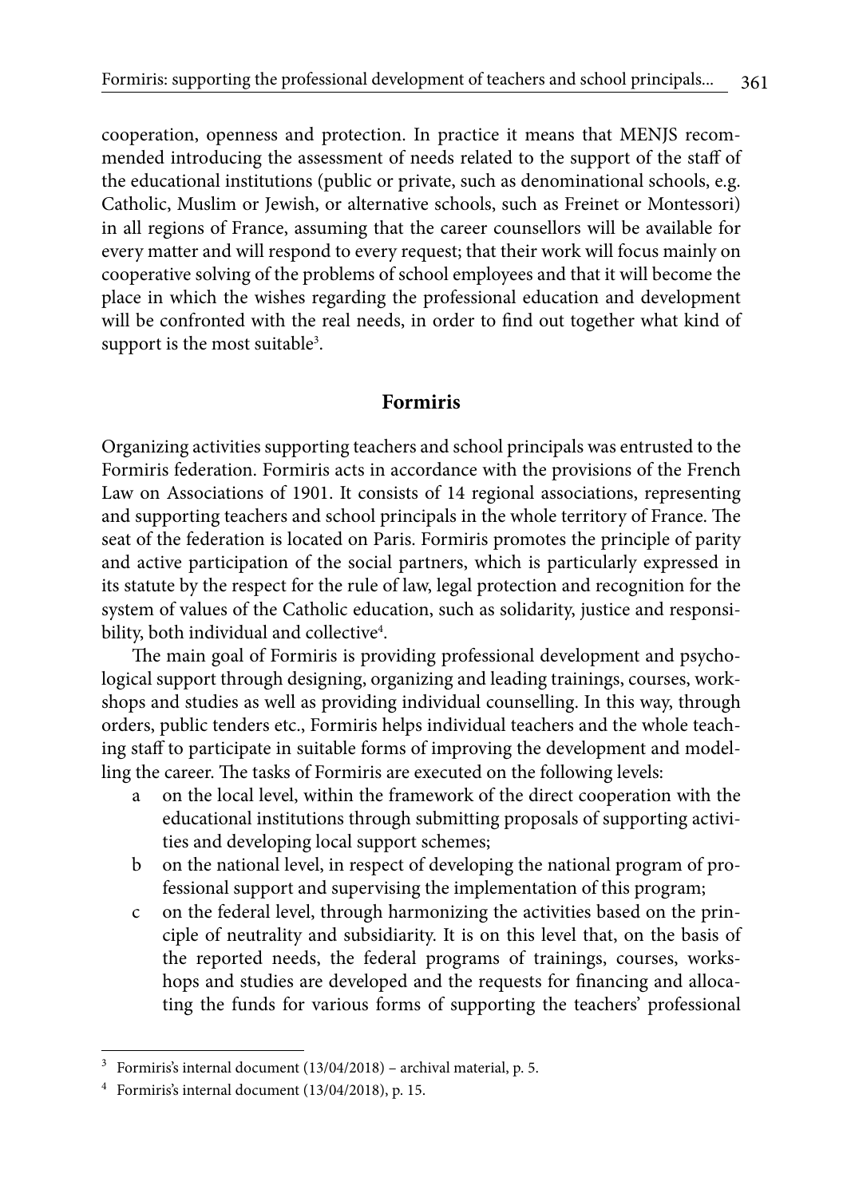cooperation, openness and protection. In practice it means that MENJS recommended introducing the assessment of needs related to the support of the staff of the educational institutions (public or private, such as denominational schools, e.g. Catholic, Muslim or Jewish, or alternative schools, such as Freinet or Montessori) in all regions of France, assuming that the career counsellors will be available for every matter and will respond to every request; that their work will focus mainly on cooperative solving of the problems of school employees and that it will become the place in which the wishes regarding the professional education and development will be confronted with the real needs, in order to find out together what kind of support is the most suitable[3].

## Formiris

Organizing activities supporting teachers and school principals was entrusted to the Formiris federation. Formiris acts in accordance with the provisions of the French Law on Associations of 1901. It consists of 14 regional associations, representing and supporting teachers and school principals in the whole territory of France. The seat of the federation is located on Paris. Formiris promotes the principle of parity and active participation of the social partners, which is particularly expressed in its statute by the respect for the rule of law, legal protection and recognition for the system of values of the Catholic education, such as solidarity, justice and responsibility, both individual and collective[4].

The main goal of Formiris is providing professional development and psychological support through designing, organizing and leading trainings, courses, workshops and studies as well as providing individual counselling. In this way, through orders, public tenders etc., Formiris helps individual teachers and the whole teaching staff to participate in suitable forms of improving the development and modelling the career. The tasks of Formiris are executed on the following levels:

a. on the local level, within the framework of the direct cooperation with the educational institutions through submitting proposals of supporting activities and developing local support schemes;
b. on the national level, in respect of developing the national program of professional support and supervising the implementation of this program;
c. on the federal level, through harmonizing the activities based on the principle of neutrality and subsidiarity. It is on this level that, on the basis of the reported needs, the federal programs of trainings, courses, workshops and studies are developed and the requests for financing and allocating the funds for various forms of supporting the teachers' professional

---

[3] Formiris's internal document (13/04/2018) – archival material, p. 5.

[4] Formiris's internal document (13/04/2018), p. 15.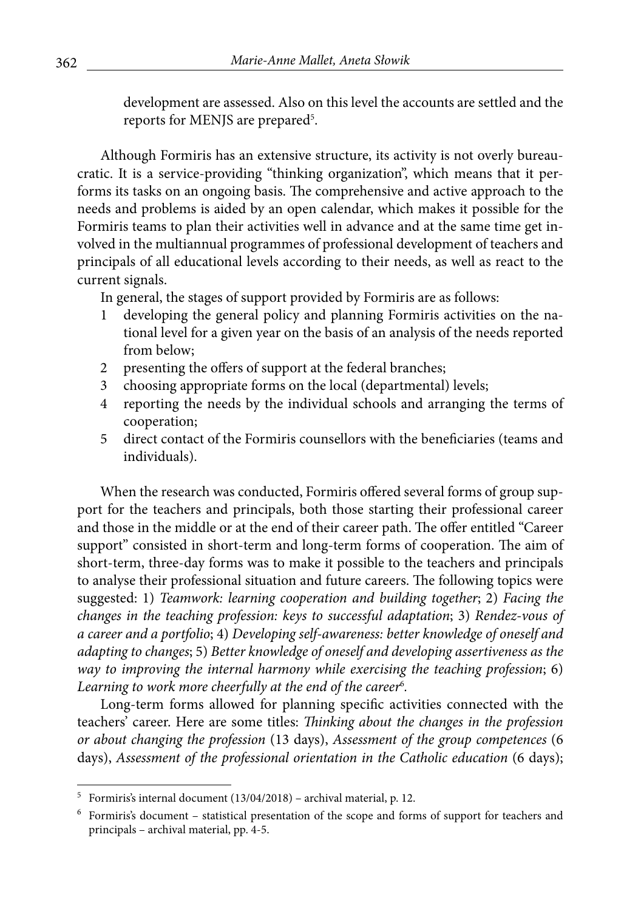development are assessed. Also on this level the accounts are settled and the reports for MENJS are prepared[5].

Although Formiris has an extensive structure, its activity is not overly bureaucratic. It is a service-providing "thinking organization", which means that it performs its tasks on an ongoing basis. The comprehensive and active approach to the needs and problems is aided by an open calendar, which makes it possible for the Formiris teams to plan their activities well in advance and at the same time get involved in the multiannual programmes of professional development of teachers and principals of all educational levels according to their needs, as well as react to the current signals.

In general, the stages of support provided by Formiris are as follows:

1. developing the general policy and planning Formiris activities on the national level for a given year on the basis of an analysis of the needs reported from below;
2. presenting the offers of support at the federal branches;
3. choosing appropriate forms on the local (departmental) levels;
4. reporting the needs by the individual schools and arranging the terms of cooperation;
5. direct contact of the Formiris counsellors with the beneficiaries (teams and individuals).

When the research was conducted, Formiris offered several forms of group support for the teachers and principals, both those starting their professional career and those in the middle or at the end of their career path. The offer entitled "Career support" consisted in short-term and long-term forms of cooperation. The aim of short-term, three-day forms was to make it possible to the teachers and principals to analyse their professional situation and future careers. The following topics were suggested: 1) *Teamwork: learning cooperation and building together*; 2) *Facing the changes in the teaching profession: keys to successful adaptation*; 3) *Rendez-vous of a career and a portfolio*; 4) *Developing self-awareness: better knowledge of oneself and adapting to changes*; 5) *Better knowledge of oneself and developing assertiveness as the way to improving the internal harmony while exercising the teaching profession*; 6) *Learning to work more cheerfully at the end of the career*[6].

Long-term forms allowed for planning specific activities connected with the teachers' career. Here are some titles: *Thinking about the changes in the profession or about changing the profession* (13 days), *Assessment of the group competences* (6 days), *Assessment of the professional orientation in the Catholic education* (6 days);

[5] Formiris's internal document (13/04/2018) – archival material, p. 12.

[6] Formiris's document – statistical presentation of the scope and forms of support for teachers and principals – archival material, pp. 4-5.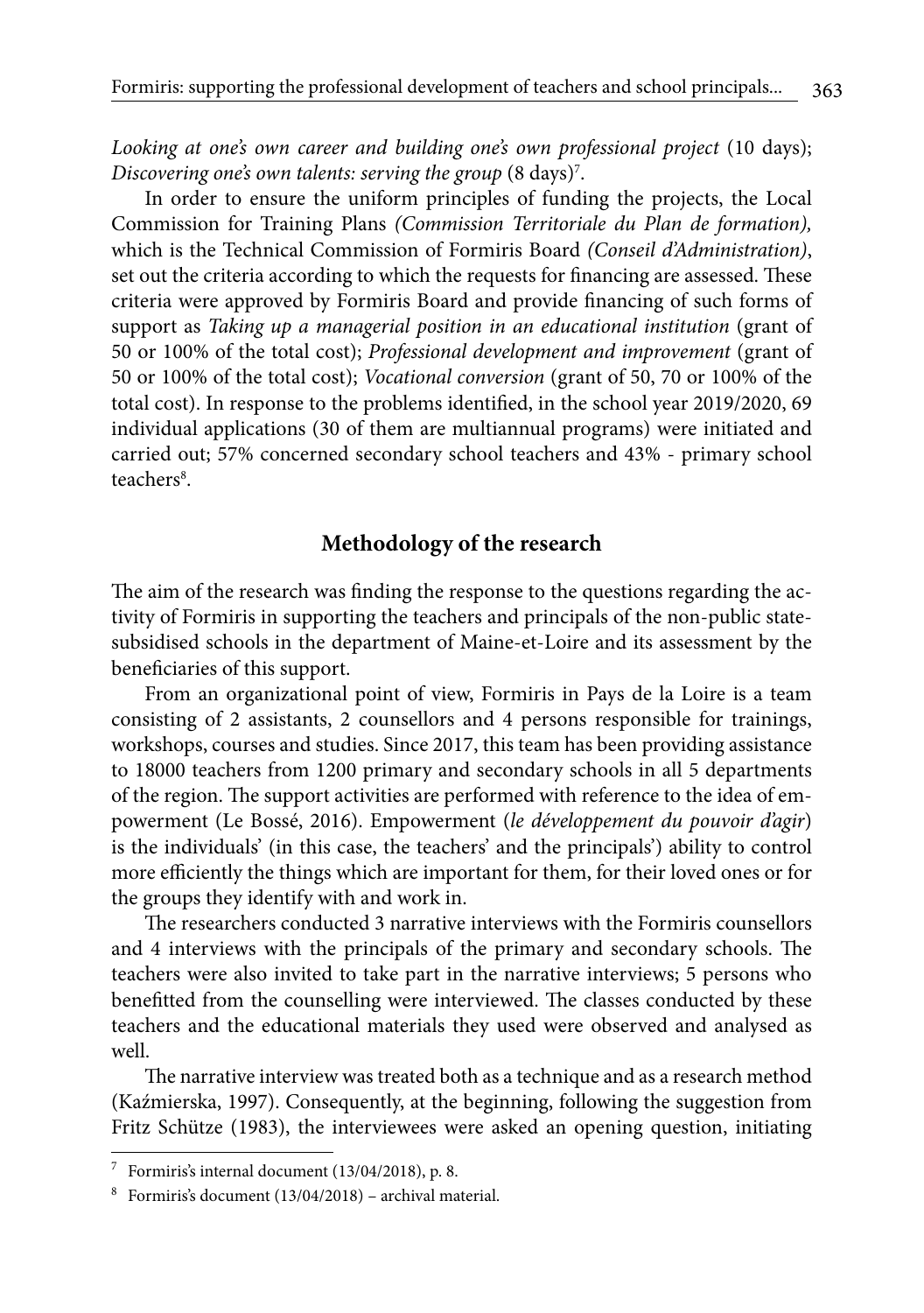*Looking at one's own career and building one's own professional project* (10 days); *Discovering one's own talents: serving the group* (8 days)[7].

In order to ensure the uniform principles of funding the projects, the Local Commission for Training Plans *(Commission Territoriale du Plan de formation),* which is the Technical Commission of Formiris Board *(Conseil d'Administration)*, set out the criteria according to which the requests for financing are assessed. These criteria were approved by Formiris Board and provide financing of such forms of support as *Taking up a managerial position in an educational institution* (grant of 50 or 100% of the total cost); *Professional development and improvement* (grant of 50 or 100% of the total cost); *Vocational conversion* (grant of 50, 70 or 100% of the total cost). In response to the problems identified, in the school year 2019/2020, 69 individual applications (30 of them are multiannual programs) were initiated and carried out; 57% concerned secondary school teachers and 43% - primary school teachers[8].

## Methodology of the research

The aim of the research was finding the response to the questions regarding the activity of Formiris in supporting the teachers and principals of the non-public state-subsidised schools in the department of Maine-et-Loire and its assessment by the beneficiaries of this support.

From an organizational point of view, Formiris in Pays de la Loire is a team consisting of 2 assistants, 2 counsellors and 4 persons responsible for trainings, workshops, courses and studies. Since 2017, this team has been providing assistance to 18000 teachers from 1200 primary and secondary schools in all 5 departments of the region. The support activities are performed with reference to the idea of empowerment (Le Bossé, 2016). Empowerment (*le développement du pouvoir d'agir*) is the individuals' (in this case, the teachers' and the principals') ability to control more efficiently the things which are important for them, for their loved ones or for the groups they identify with and work in.

The researchers conducted 3 narrative interviews with the Formiris counsellors and 4 interviews with the principals of the primary and secondary schools. The teachers were also invited to take part in the narrative interviews; 5 persons who benefitted from the counselling were interviewed. The classes conducted by these teachers and the educational materials they used were observed and analysed as well.

The narrative interview was treated both as a technique and as a research method (Kaźmierska, 1997). Consequently, at the beginning, following the suggestion from Fritz Schütze (1983), the interviewees were asked an opening question, initiating

---

[7] Formiris's internal document (13/04/2018), p. 8.

[8] Formiris's document (13/04/2018) – archival material.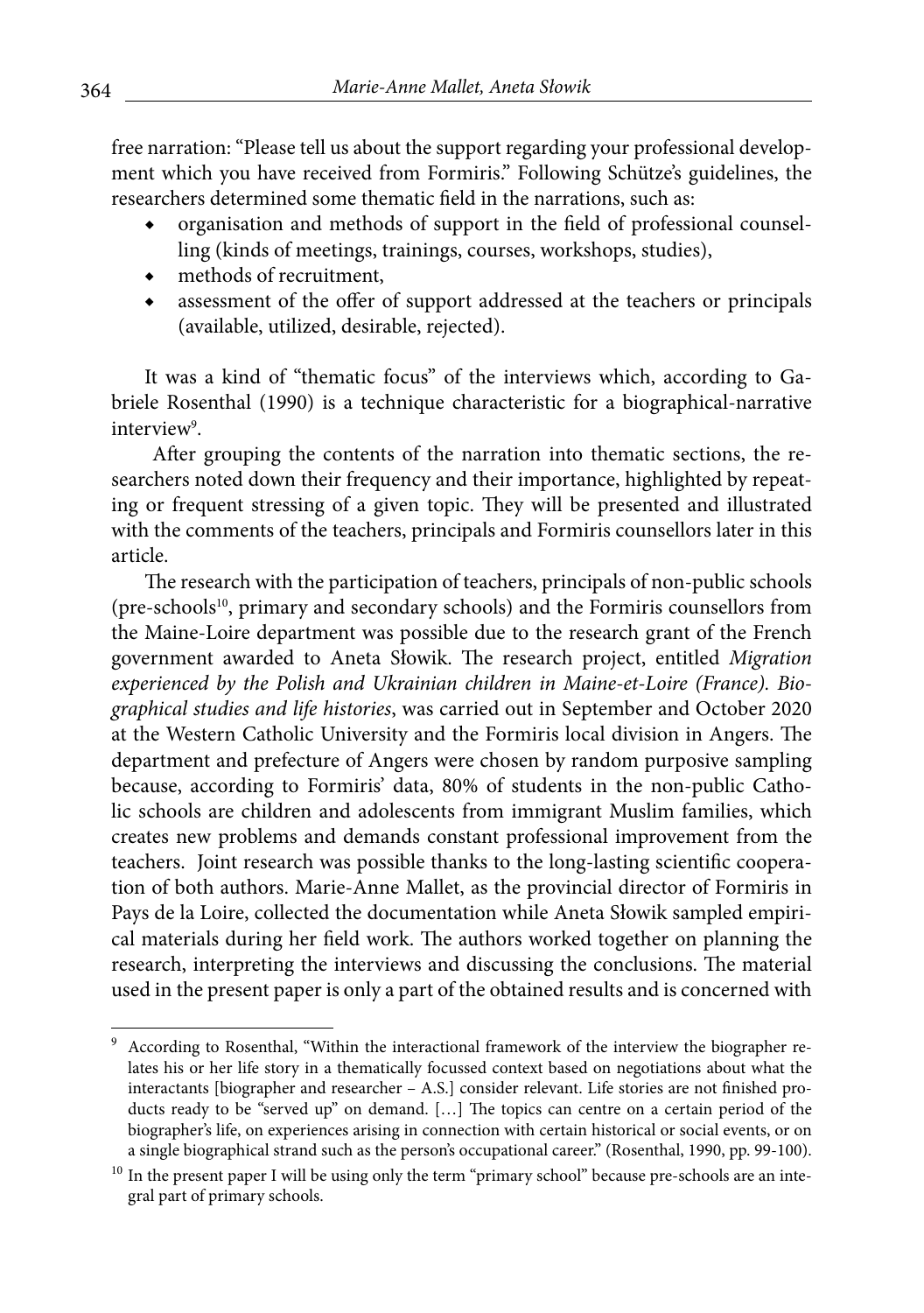free narration: "Please tell us about the support regarding your professional development which you have received from Formiris." Following Schütze's guidelines, the researchers determined some thematic field in the narrations, such as:

- organisation and methods of support in the field of professional counselling (kinds of meetings, trainings, courses, workshops, studies),
- methods of recruitment,
- assessment of the offer of support addressed at the teachers or principals (available, utilized, desirable, rejected).

It was a kind of "thematic focus" of the interviews which, according to Gabriele Rosenthal (1990) is a technique characteristic for a biographical-narrative interview[9].

After grouping the contents of the narration into thematic sections, the researchers noted down their frequency and their importance, highlighted by repeating or frequent stressing of a given topic. They will be presented and illustrated with the comments of the teachers, principals and Formiris counsellors later in this article.

The research with the participation of teachers, principals of non-public schools (pre-schools[10], primary and secondary schools) and the Formiris counsellors from the Maine-Loire department was possible due to the research grant of the French government awarded to Aneta Słowik. The research project, entitled *Migration experienced by the Polish and Ukrainian children in Maine-et-Loire (France). Biographical studies and life histories*, was carried out in September and October 2020 at the Western Catholic University and the Formiris local division in Angers. The department and prefecture of Angers were chosen by random purposive sampling because, according to Formiris' data, 80% of students in the non-public Catholic schools are children and adolescents from immigrant Muslim families, which creates new problems and demands constant professional improvement from the teachers. Joint research was possible thanks to the long-lasting scientific cooperation of both authors. Marie-Anne Mallet, as the provincial director of Formiris in Pays de la Loire, collected the documentation while Aneta Słowik sampled empirical materials during her field work. The authors worked together on planning the research, interpreting the interviews and discussing the conclusions. The material used in the present paper is only a part of the obtained results and is concerned with

---

[9] According to Rosenthal, "Within the interactional framework of the interview the biographer relates his or her life story in a thematically focussed context based on negotiations about what the interactants [biographer and researcher – A.S.] consider relevant. Life stories are not finished products ready to be "served up" on demand. […] The topics can centre on a certain period of the biographer's life, on experiences arising in connection with certain historical or social events, or on a single biographical strand such as the person's occupational career." (Rosenthal, 1990, pp. 99-100).

[10] In the present paper I will be using only the term "primary school" because pre-schools are an integral part of primary schools.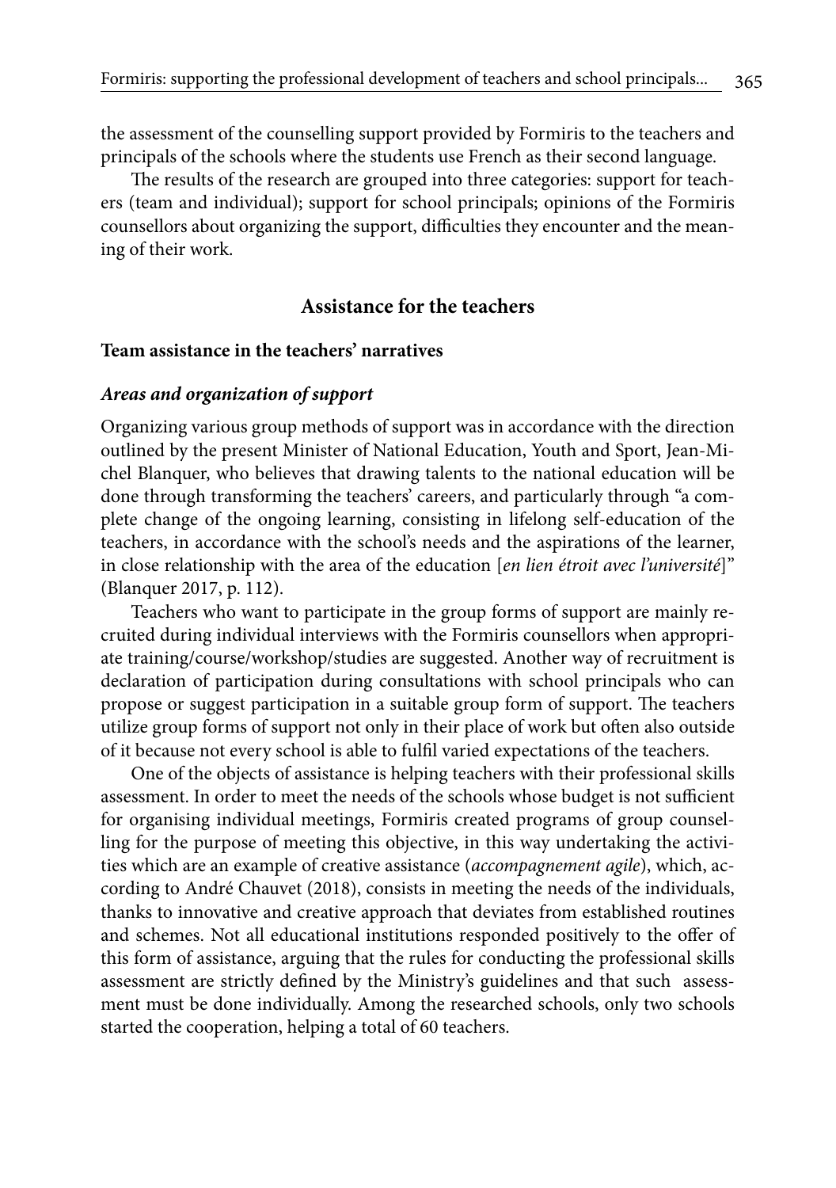the assessment of the counselling support provided by Formiris to the teachers and principals of the schools where the students use French as their second language.

The results of the research are grouped into three categories: support for teachers (team and individual); support for school principals; opinions of the Formiris counsellors about organizing the support, difficulties they encounter and the meaning of their work.

## Assistance for the teachers

### Team assistance in the teachers' narratives

#### *Areas and organization of support*

Organizing various group methods of support was in accordance with the direction outlined by the present Minister of National Education, Youth and Sport, Jean-Michel Blanquer, who believes that drawing talents to the national education will be done through transforming the teachers' careers, and particularly through "a complete change of the ongoing learning, consisting in lifelong self-education of the teachers, in accordance with the school's needs and the aspirations of the learner, in close relationship with the area of the education [*en lien étroit avec l'université*]" (Blanquer 2017, p. 112).

Teachers who want to participate in the group forms of support are mainly recruited during individual interviews with the Formiris counsellors when appropriate training/course/workshop/studies are suggested. Another way of recruitment is declaration of participation during consultations with school principals who can propose or suggest participation in a suitable group form of support. The teachers utilize group forms of support not only in their place of work but often also outside of it because not every school is able to fulfil varied expectations of the teachers.

One of the objects of assistance is helping teachers with their professional skills assessment. In order to meet the needs of the schools whose budget is not sufficient for organising individual meetings, Formiris created programs of group counselling for the purpose of meeting this objective, in this way undertaking the activities which are an example of creative assistance (*accompagnement agile*), which, according to André Chauvet (2018), consists in meeting the needs of the individuals, thanks to innovative and creative approach that deviates from established routines and schemes. Not all educational institutions responded positively to the offer of this form of assistance, arguing that the rules for conducting the professional skills assessment are strictly defined by the Ministry's guidelines and that such assessment must be done individually. Among the researched schools, only two schools started the cooperation, helping a total of 60 teachers.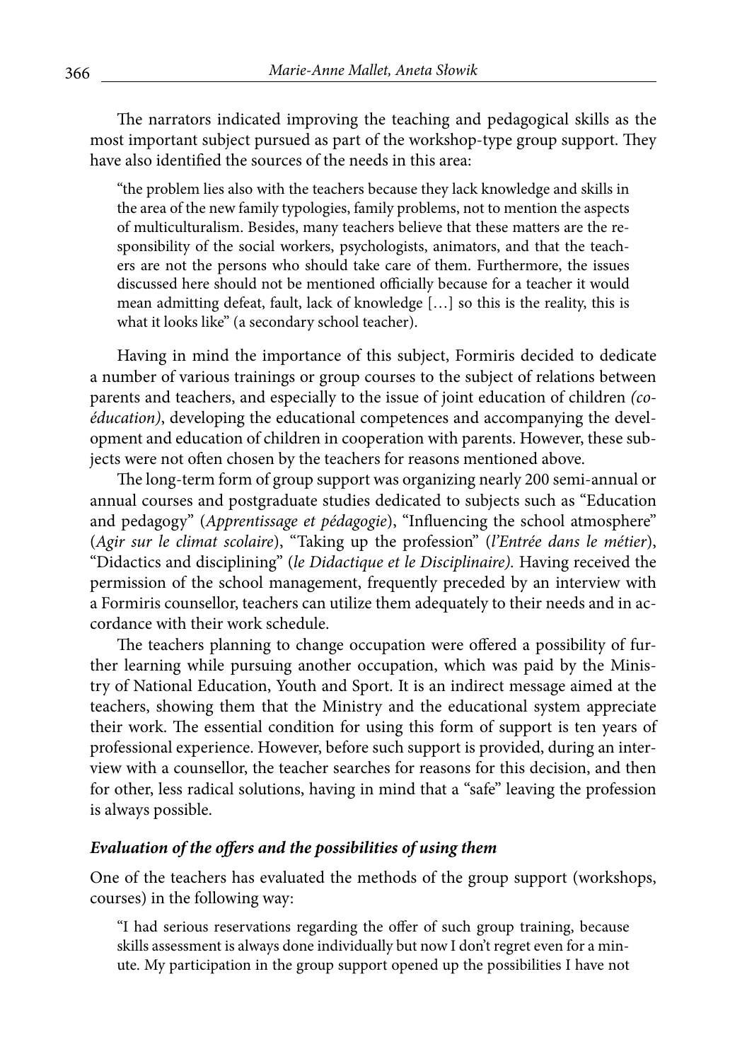The narrators indicated improving the teaching and pedagogical skills as the most important subject pursued as part of the workshop-type group support. They have also identified the sources of the needs in this area:

> "the problem lies also with the teachers because they lack knowledge and skills in the area of the new family typologies, family problems, not to mention the aspects of multiculturalism. Besides, many teachers believe that these matters are the responsibility of the social workers, psychologists, animators, and that the teachers are not the persons who should take care of them. Furthermore, the issues discussed here should not be mentioned officially because for a teacher it would mean admitting defeat, fault, lack of knowledge […] so this is the reality, this is what it looks like" (a secondary school teacher).

Having in mind the importance of this subject, Formiris decided to dedicate a number of various trainings or group courses to the subject of relations between parents and teachers, and especially to the issue of joint education of children *(co-éducation)*, developing the educational competences and accompanying the development and education of children in cooperation with parents. However, these subjects were not often chosen by the teachers for reasons mentioned above.

The long-term form of group support was organizing nearly 200 semi-annual or annual courses and postgraduate studies dedicated to subjects such as "Education and pedagogy" (*Apprentissage et pédagogie*), "Influencing the school atmosphere" (*Agir sur le climat scolaire*), "Taking up the profession" (*l'Entrée dans le métier*), "Didactics and disciplining" (*le Didactique et le Disciplinaire).* Having received the permission of the school management, frequently preceded by an interview with a Formiris counsellor, teachers can utilize them adequately to their needs and in accordance with their work schedule.

The teachers planning to change occupation were offered a possibility of further learning while pursuing another occupation, which was paid by the Ministry of National Education, Youth and Sport. It is an indirect message aimed at the teachers, showing them that the Ministry and the educational system appreciate their work. The essential condition for using this form of support is ten years of professional experience. However, before such support is provided, during an interview with a counsellor, the teacher searches for reasons for this decision, and then for other, less radical solutions, having in mind that a "safe" leaving the profession is always possible.

### *Evaluation of the offers and the possibilities of using them*

One of the teachers has evaluated the methods of the group support (workshops, courses) in the following way:

> "I had serious reservations regarding the offer of such group training, because skills assessment is always done individually but now I don't regret even for a minute. My participation in the group support opened up the possibilities I have not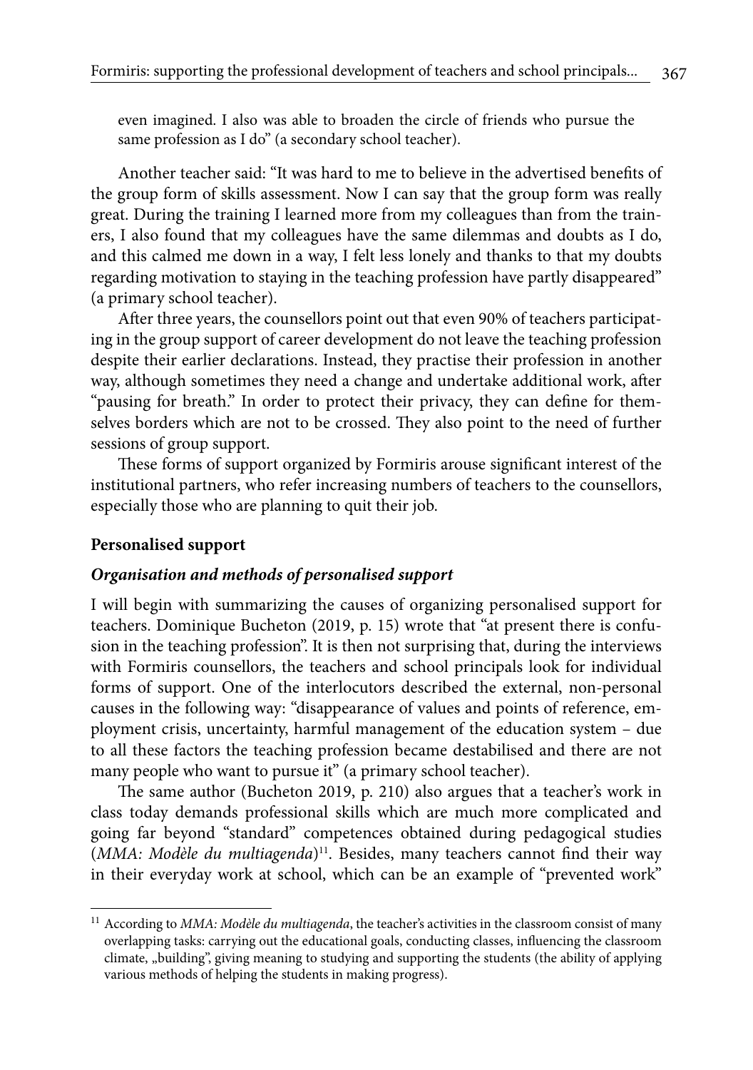even imagined. I also was able to broaden the circle of friends who pursue the same profession as I do" (a secondary school teacher).

Another teacher said: "It was hard to me to believe in the advertised benefits of the group form of skills assessment. Now I can say that the group form was really great. During the training I learned more from my colleagues than from the trainers, I also found that my colleagues have the same dilemmas and doubts as I do, and this calmed me down in a way, I felt less lonely and thanks to that my doubts regarding motivation to staying in the teaching profession have partly disappeared" (a primary school teacher).

After three years, the counsellors point out that even 90% of teachers participating in the group support of career development do not leave the teaching profession despite their earlier declarations. Instead, they practise their profession in another way, although sometimes they need a change and undertake additional work, after "pausing for breath." In order to protect their privacy, they can define for themselves borders which are not to be crossed. They also point to the need of further sessions of group support.

These forms of support organized by Formiris arouse significant interest of the institutional partners, who refer increasing numbers of teachers to the counsellors, especially those who are planning to quit their job.

## Personalised support

### *Organisation and methods of personalised support*

I will begin with summarizing the causes of organizing personalised support for teachers. Dominique Bucheton (2019, p. 15) wrote that "at present there is confusion in the teaching profession". It is then not surprising that, during the interviews with Formiris counsellors, the teachers and school principals look for individual forms of support. One of the interlocutors described the external, non-personal causes in the following way: "disappearance of values and points of reference, employment crisis, uncertainty, harmful management of the education system – due to all these factors the teaching profession became destabilised and there are not many people who want to pursue it" (a primary school teacher).

The same author (Bucheton 2019, p. 210) also argues that a teacher's work in class today demands professional skills which are much more complicated and going far beyond "standard" competences obtained during pedagogical studies (*MMA: Modèle du multiagenda*)[11]. Besides, many teachers cannot find their way in their everyday work at school, which can be an example of "prevented work"

[11] According to *MMA: Modèle du multiagenda*, the teacher's activities in the classroom consist of many overlapping tasks: carrying out the educational goals, conducting classes, influencing the classroom climate, „building", giving meaning to studying and supporting the students (the ability of applying various methods of helping the students in making progress).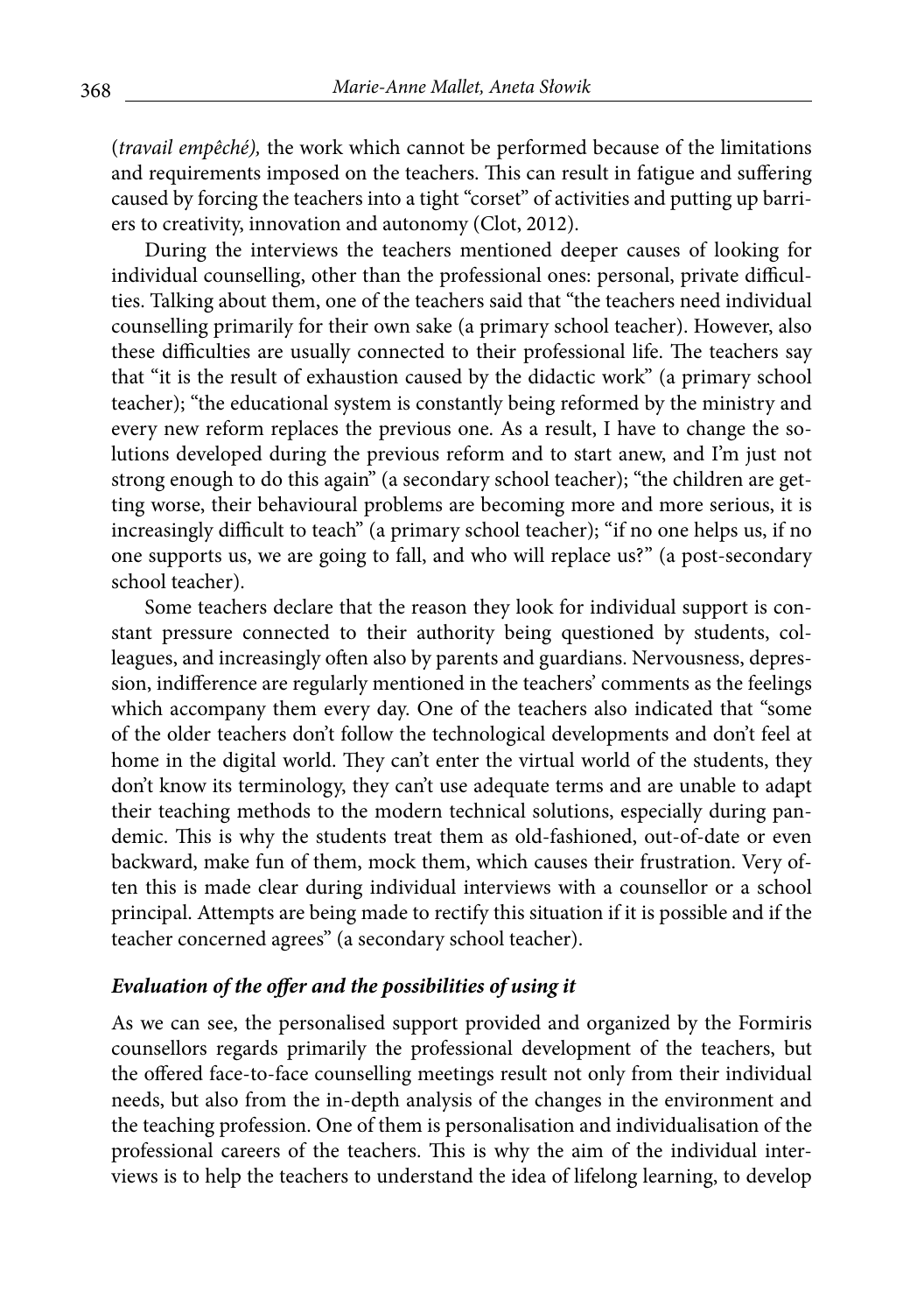(*travail empêché),* the work which cannot be performed because of the limitations and requirements imposed on the teachers. This can result in fatigue and suffering caused by forcing the teachers into a tight "corset" of activities and putting up barriers to creativity, innovation and autonomy (Clot, 2012).

During the interviews the teachers mentioned deeper causes of looking for individual counselling, other than the professional ones: personal, private difficulties. Talking about them, one of the teachers said that "the teachers need individual counselling primarily for their own sake (a primary school teacher). However, also these difficulties are usually connected to their professional life. The teachers say that "it is the result of exhaustion caused by the didactic work" (a primary school teacher); "the educational system is constantly being reformed by the ministry and every new reform replaces the previous one. As a result, I have to change the solutions developed during the previous reform and to start anew, and I'm just not strong enough to do this again" (a secondary school teacher); "the children are getting worse, their behavioural problems are becoming more and more serious, it is increasingly difficult to teach" (a primary school teacher); "if no one helps us, if no one supports us, we are going to fall, and who will replace us?" (a post-secondary school teacher).

Some teachers declare that the reason they look for individual support is constant pressure connected to their authority being questioned by students, colleagues, and increasingly often also by parents and guardians. Nervousness, depression, indifference are regularly mentioned in the teachers' comments as the feelings which accompany them every day. One of the teachers also indicated that "some of the older teachers don't follow the technological developments and don't feel at home in the digital world. They can't enter the virtual world of the students, they don't know its terminology, they can't use adequate terms and are unable to adapt their teaching methods to the modern technical solutions, especially during pandemic. This is why the students treat them as old-fashioned, out-of-date or even backward, make fun of them, mock them, which causes their frustration. Very often this is made clear during individual interviews with a counsellor or a school principal. Attempts are being made to rectify this situation if it is possible and if the teacher concerned agrees" (a secondary school teacher).

### *Evaluation of the offer and the possibilities of using it*

As we can see, the personalised support provided and organized by the Formiris counsellors regards primarily the professional development of the teachers, but the offered face-to-face counselling meetings result not only from their individual needs, but also from the in-depth analysis of the changes in the environment and the teaching profession. One of them is personalisation and individualisation of the professional careers of the teachers. This is why the aim of the individual interviews is to help the teachers to understand the idea of lifelong learning, to develop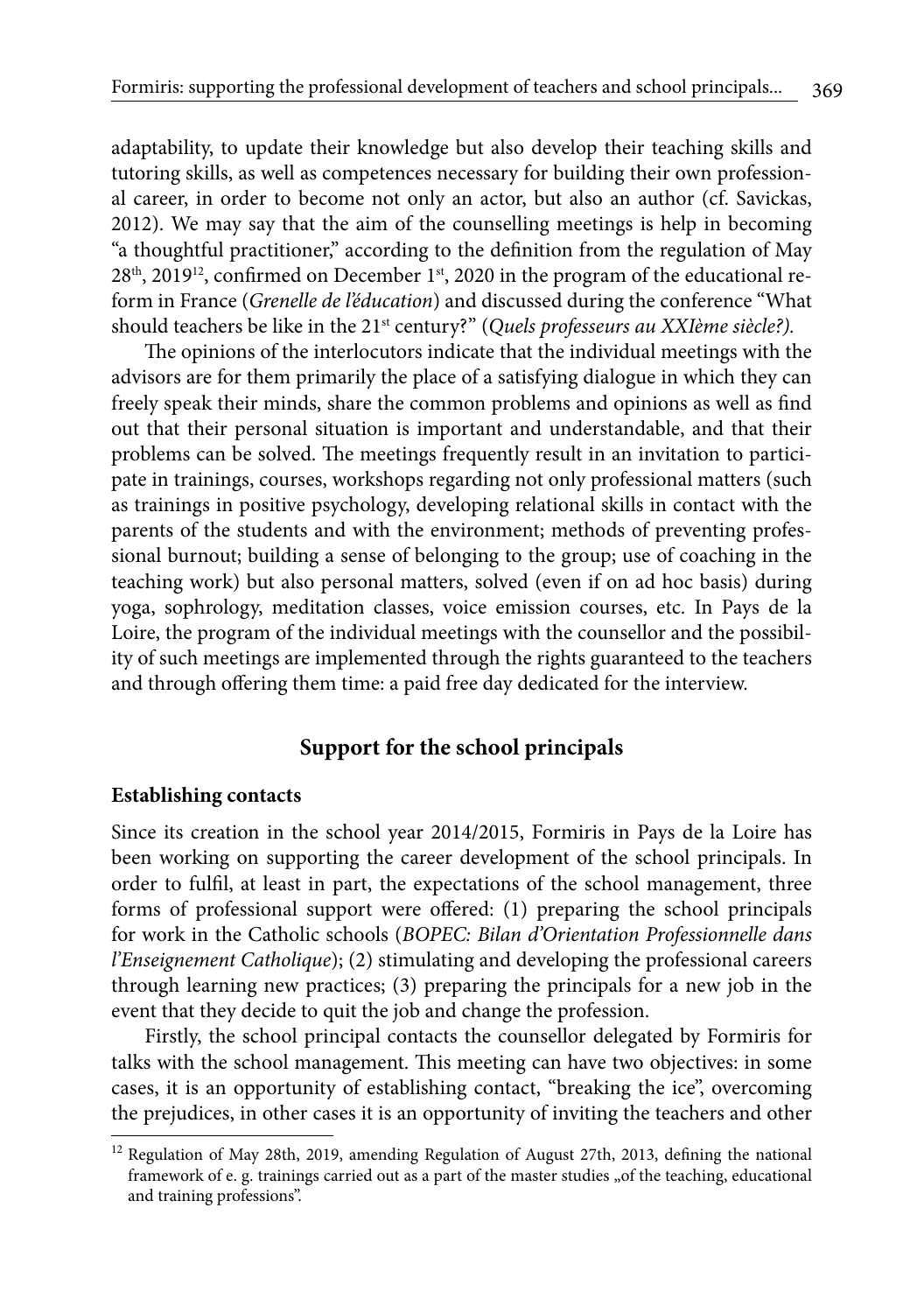adaptability, to update their knowledge but also develop their teaching skills and tutoring skills, as well as competences necessary for building their own professional career, in order to become not only an actor, but also an author (cf. Savickas, 2012). We may say that the aim of the counselling meetings is help in becoming "a thoughtful practitioner," according to the definition from the regulation of May 28th, 2019[12], confirmed on December 1st, 2020 in the program of the educational reform in France (*Grenelle de l'éducation*) and discussed during the conference "What should teachers be like in the 21st century?" (*Quels professeurs au XXIème siècle?).*

The opinions of the interlocutors indicate that the individual meetings with the advisors are for them primarily the place of a satisfying dialogue in which they can freely speak their minds, share the common problems and opinions as well as find out that their personal situation is important and understandable, and that their problems can be solved. The meetings frequently result in an invitation to participate in trainings, courses, workshops regarding not only professional matters (such as trainings in positive psychology, developing relational skills in contact with the parents of the students and with the environment; methods of preventing professional burnout; building a sense of belonging to the group; use of coaching in the teaching work) but also personal matters, solved (even if on ad hoc basis) during yoga, sophrology, meditation classes, voice emission courses, etc. In Pays de la Loire, the program of the individual meetings with the counsellor and the possibility of such meetings are implemented through the rights guaranteed to the teachers and through offering them time: a paid free day dedicated for the interview.

## Support for the school principals

### Establishing contacts

Since its creation in the school year 2014/2015, Formiris in Pays de la Loire has been working on supporting the career development of the school principals. In order to fulfil, at least in part, the expectations of the school management, three forms of professional support were offered: (1) preparing the school principals for work in the Catholic schools (*BOPEC: Bilan d'Orientation Professionnelle dans l'Enseignement Catholique*); (2) stimulating and developing the professional careers through learning new practices; (3) preparing the principals for a new job in the event that they decide to quit the job and change the profession.

Firstly, the school principal contacts the counsellor delegated by Formiris for talks with the school management. This meeting can have two objectives: in some cases, it is an opportunity of establishing contact, "breaking the ice", overcoming the prejudices, in other cases it is an opportunity of inviting the teachers and other

---

[12] Regulation of May 28th, 2019, amending Regulation of August 27th, 2013, defining the national framework of e. g. trainings carried out as a part of the master studies „of the teaching, educational and training professions".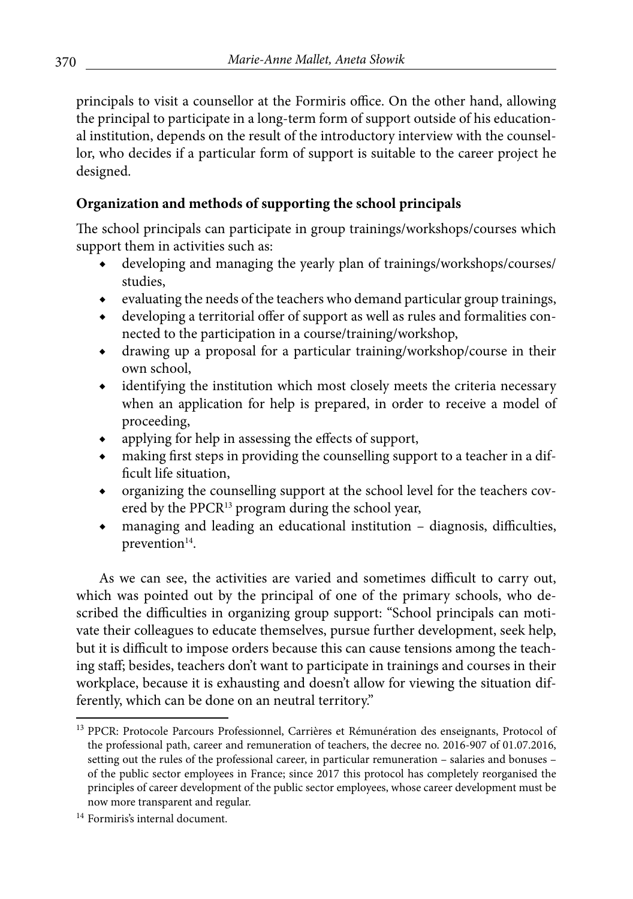principals to visit a counsellor at the Formiris office. On the other hand, allowing the principal to participate in a long-term form of support outside of his educational institution, depends on the result of the introductory interview with the counsellor, who decides if a particular form of support is suitable to the career project he designed.

**Organization and methods of supporting the school principals**

The school principals can participate in group trainings/workshops/courses which support them in activities such as:

- developing and managing the yearly plan of trainings/workshops/courses/studies,
- evaluating the needs of the teachers who demand particular group trainings,
- developing a territorial offer of support as well as rules and formalities connected to the participation in a course/training/workshop,
- drawing up a proposal for a particular training/workshop/course in their own school,
- identifying the institution which most closely meets the criteria necessary when an application for help is prepared, in order to receive a model of proceeding,
- applying for help in assessing the effects of support,
- making first steps in providing the counselling support to a teacher in a difficult life situation,
- organizing the counselling support at the school level for the teachers covered by the PPCR[13] program during the school year,
- managing and leading an educational institution – diagnosis, difficulties, prevention[14].

As we can see, the activities are varied and sometimes difficult to carry out, which was pointed out by the principal of one of the primary schools, who described the difficulties in organizing group support: "School principals can motivate their colleagues to educate themselves, pursue further development, seek help, but it is difficult to impose orders because this can cause tensions among the teaching staff; besides, teachers don't want to participate in trainings and courses in their workplace, because it is exhausting and doesn't allow for viewing the situation differently, which can be done on an neutral territory."

[13] PPCR: Protocole Parcours Professionnel, Carrières et Rémunération des enseignants, Protocol of the professional path, career and remuneration of teachers, the decree no. 2016-907 of 01.07.2016, setting out the rules of the professional career, in particular remuneration – salaries and bonuses – of the public sector employees in France; since 2017 this protocol has completely reorganised the principles of career development of the public sector employees, whose career development must be now more transparent and regular.

[14] Formiris's internal document.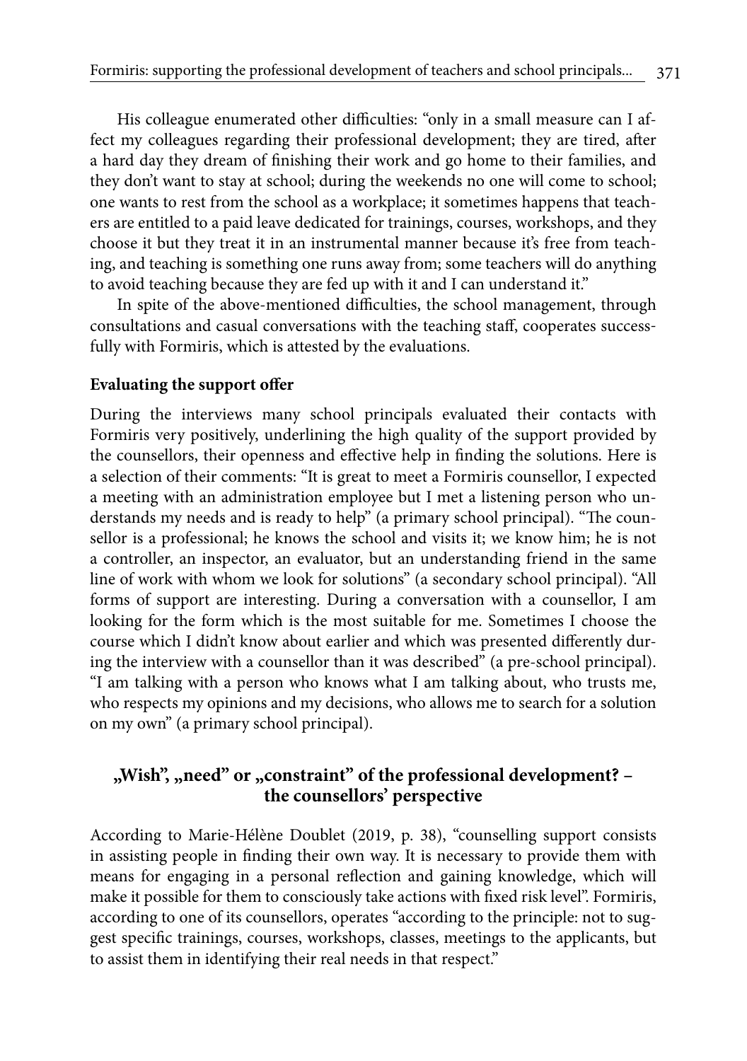His colleague enumerated other difficulties: "only in a small measure can I affect my colleagues regarding their professional development; they are tired, after a hard day they dream of finishing their work and go home to their families, and they don't want to stay at school; during the weekends no one will come to school; one wants to rest from the school as a workplace; it sometimes happens that teachers are entitled to a paid leave dedicated for trainings, courses, workshops, and they choose it but they treat it in an instrumental manner because it's free from teaching, and teaching is something one runs away from; some teachers will do anything to avoid teaching because they are fed up with it and I can understand it."

In spite of the above-mentioned difficulties, the school management, through consultations and casual conversations with the teaching staff, cooperates successfully with Formiris, which is attested by the evaluations.

**Evaluating the support offer**

During the interviews many school principals evaluated their contacts with Formiris very positively, underlining the high quality of the support provided by the counsellors, their openness and effective help in finding the solutions. Here is a selection of their comments: "It is great to meet a Formiris counsellor, I expected a meeting with an administration employee but I met a listening person who understands my needs and is ready to help" (a primary school principal). "The counsellor is a professional; he knows the school and visits it; we know him; he is not a controller, an inspector, an evaluator, but an understanding friend in the same line of work with whom we look for solutions" (a secondary school principal). "All forms of support are interesting. During a conversation with a counsellor, I am looking for the form which is the most suitable for me. Sometimes I choose the course which I didn't know about earlier and which was presented differently during the interview with a counsellor than it was described" (a pre-school principal). "I am talking with a person who knows what I am talking about, who trusts me, who respects my opinions and my decisions, who allows me to search for a solution on my own" (a primary school principal).

## „Wish", „need" or „constraint" of the professional development? – the counsellors' perspective

According to Marie-Hélène Doublet (2019, p. 38), "counselling support consists in assisting people in finding their own way. It is necessary to provide them with means for engaging in a personal reflection and gaining knowledge, which will make it possible for them to consciously take actions with fixed risk level". Formiris, according to one of its counsellors, operates "according to the principle: not to suggest specific trainings, courses, workshops, classes, meetings to the applicants, but to assist them in identifying their real needs in that respect."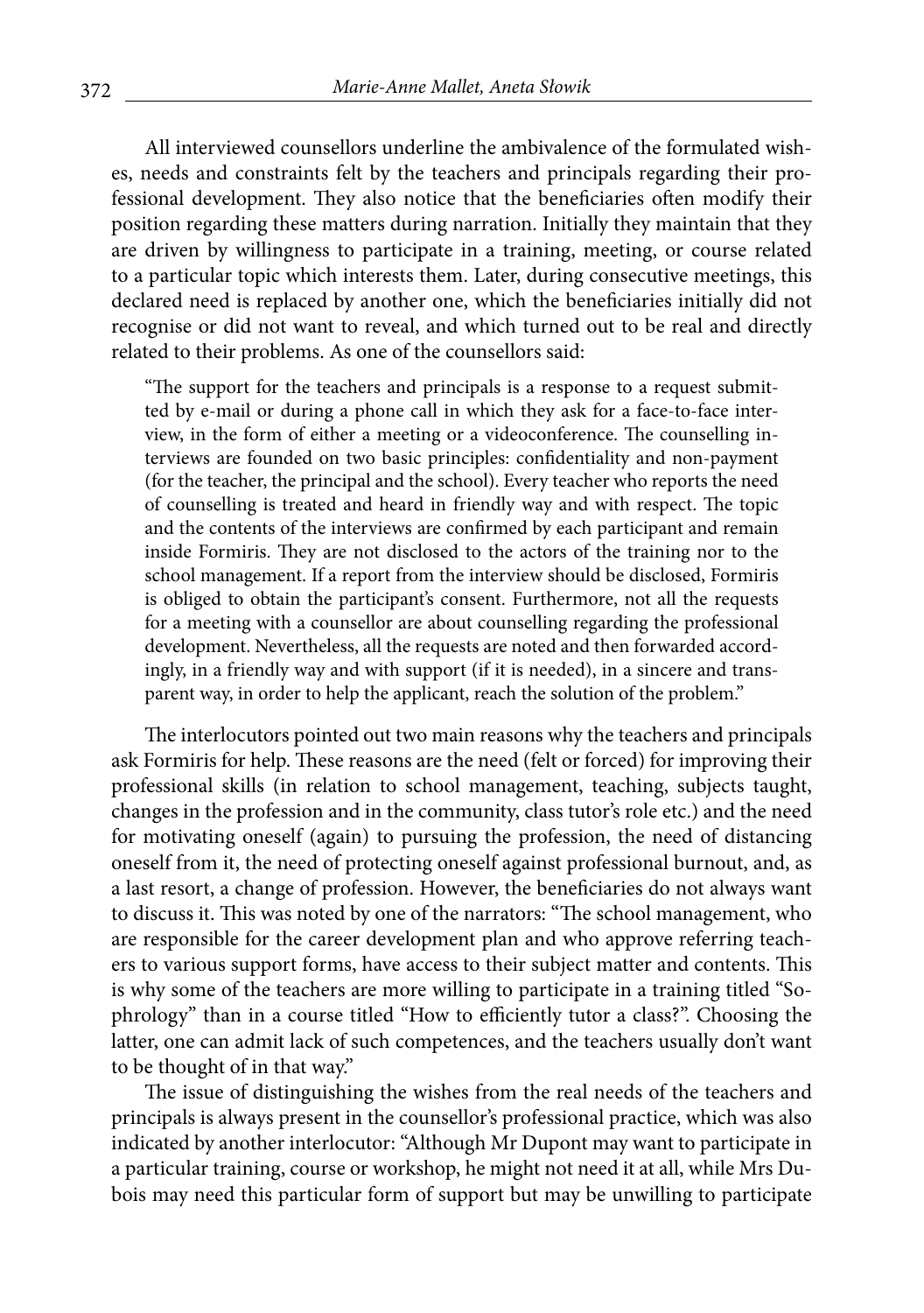All interviewed counsellors underline the ambivalence of the formulated wishes, needs and constraints felt by the teachers and principals regarding their professional development. They also notice that the beneficiaries often modify their position regarding these matters during narration. Initially they maintain that they are driven by willingness to participate in a training, meeting, or course related to a particular topic which interests them. Later, during consecutive meetings, this declared need is replaced by another one, which the beneficiaries initially did not recognise or did not want to reveal, and which turned out to be real and directly related to their problems. As one of the counsellors said:

> "The support for the teachers and principals is a response to a request submitted by e-mail or during a phone call in which they ask for a face-to-face interview, in the form of either a meeting or a videoconference. The counselling interviews are founded on two basic principles: confidentiality and non-payment (for the teacher, the principal and the school). Every teacher who reports the need of counselling is treated and heard in friendly way and with respect. The topic and the contents of the interviews are confirmed by each participant and remain inside Formiris. They are not disclosed to the actors of the training nor to the school management. If a report from the interview should be disclosed, Formiris is obliged to obtain the participant's consent. Furthermore, not all the requests for a meeting with a counsellor are about counselling regarding the professional development. Nevertheless, all the requests are noted and then forwarded accordingly, in a friendly way and with support (if it is needed), in a sincere and transparent way, in order to help the applicant, reach the solution of the problem."

The interlocutors pointed out two main reasons why the teachers and principals ask Formiris for help. These reasons are the need (felt or forced) for improving their professional skills (in relation to school management, teaching, subjects taught, changes in the profession and in the community, class tutor's role etc.) and the need for motivating oneself (again) to pursuing the profession, the need of distancing oneself from it, the need of protecting oneself against professional burnout, and, as a last resort, a change of profession. However, the beneficiaries do not always want to discuss it. This was noted by one of the narrators: "The school management, who are responsible for the career development plan and who approve referring teachers to various support forms, have access to their subject matter and contents. This is why some of the teachers are more willing to participate in a training titled "Sophrology" than in a course titled "How to efficiently tutor a class?". Choosing the latter, one can admit lack of such competences, and the teachers usually don't want to be thought of in that way."

The issue of distinguishing the wishes from the real needs of the teachers and principals is always present in the counsellor's professional practice, which was also indicated by another interlocutor: "Although Mr Dupont may want to participate in a particular training, course or workshop, he might not need it at all, while Mrs Dubois may need this particular form of support but may be unwilling to participate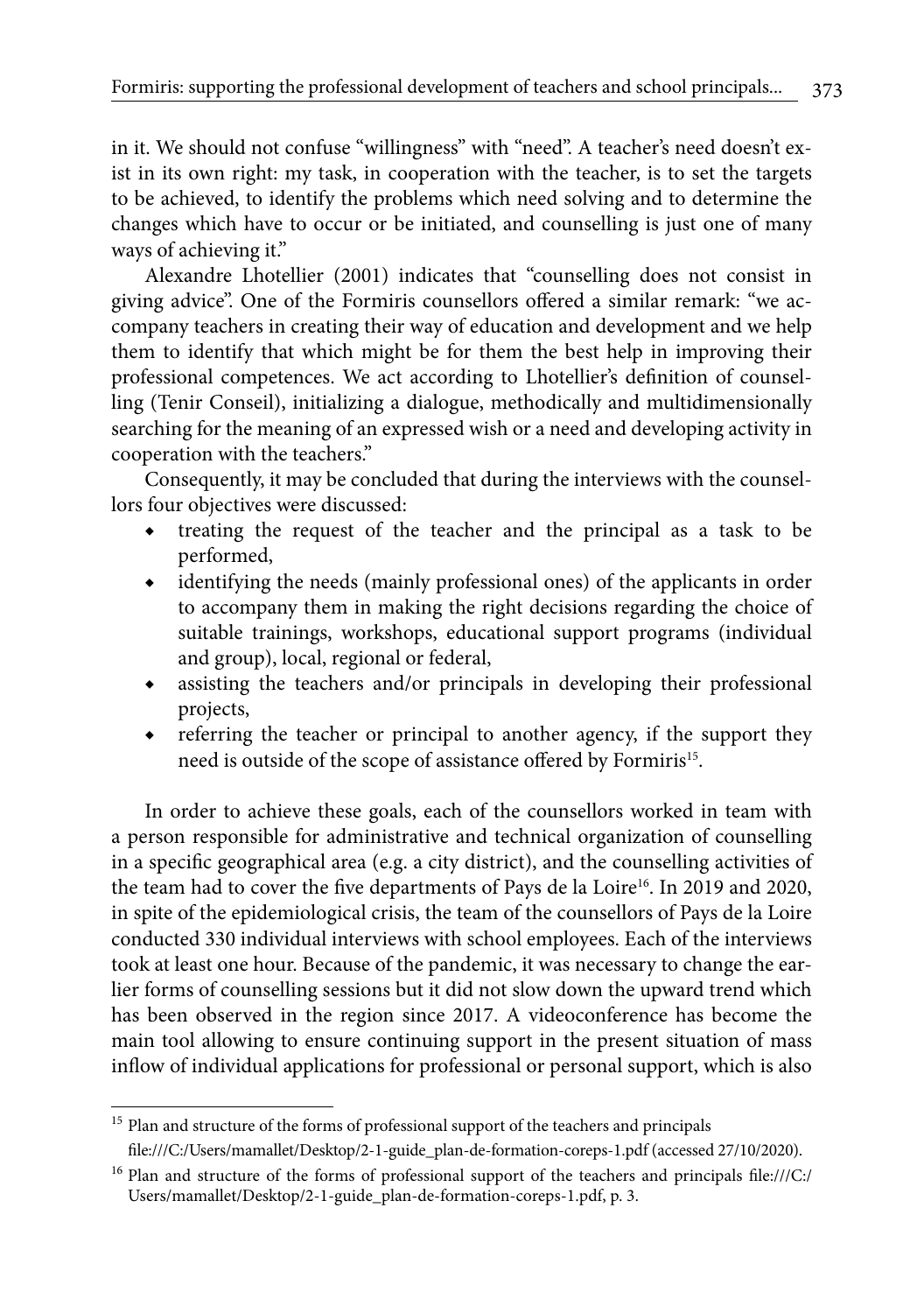in it. We should not confuse "willingness" with "need". A teacher's need doesn't exist in its own right: my task, in cooperation with the teacher, is to set the targets to be achieved, to identify the problems which need solving and to determine the changes which have to occur or be initiated, and counselling is just one of many ways of achieving it."

Alexandre Lhotellier (2001) indicates that "counselling does not consist in giving advice". One of the Formiris counsellors offered a similar remark: "we accompany teachers in creating their way of education and development and we help them to identify that which might be for them the best help in improving their professional competences. We act according to Lhotellier's definition of counselling (Tenir Conseil), initializing a dialogue, methodically and multidimensionally searching for the meaning of an expressed wish or a need and developing activity in cooperation with the teachers."

Consequently, it may be concluded that during the interviews with the counsellors four objectives were discussed:

- treating the request of the teacher and the principal as a task to be performed,
- identifying the needs (mainly professional ones) of the applicants in order to accompany them in making the right decisions regarding the choice of suitable trainings, workshops, educational support programs (individual and group), local, regional or federal,
- assisting the teachers and/or principals in developing their professional projects,
- referring the teacher or principal to another agency, if the support they need is outside of the scope of assistance offered by Formiris[15].

In order to achieve these goals, each of the counsellors worked in team with a person responsible for administrative and technical organization of counselling in a specific geographical area (e.g. a city district), and the counselling activities of the team had to cover the five departments of Pays de la Loire[16]. In 2019 and 2020, in spite of the epidemiological crisis, the team of the counsellors of Pays de la Loire conducted 330 individual interviews with school employees. Each of the interviews took at least one hour. Because of the pandemic, it was necessary to change the earlier forms of counselling sessions but it did not slow down the upward trend which has been observed in the region since 2017. A videoconference has become the main tool allowing to ensure continuing support in the present situation of mass inflow of individual applications for professional or personal support, which is also

---

[15] Plan and structure of the forms of professional support of the teachers and principals file:///C:/Users/mamallet/Desktop/2-1-guide_plan-de-formation-coreps-1.pdf (accessed 27/10/2020).

[16] Plan and structure of the forms of professional support of the teachers and principals file:///C:/Users/mamallet/Desktop/2-1-guide_plan-de-formation-coreps-1.pdf, p. 3.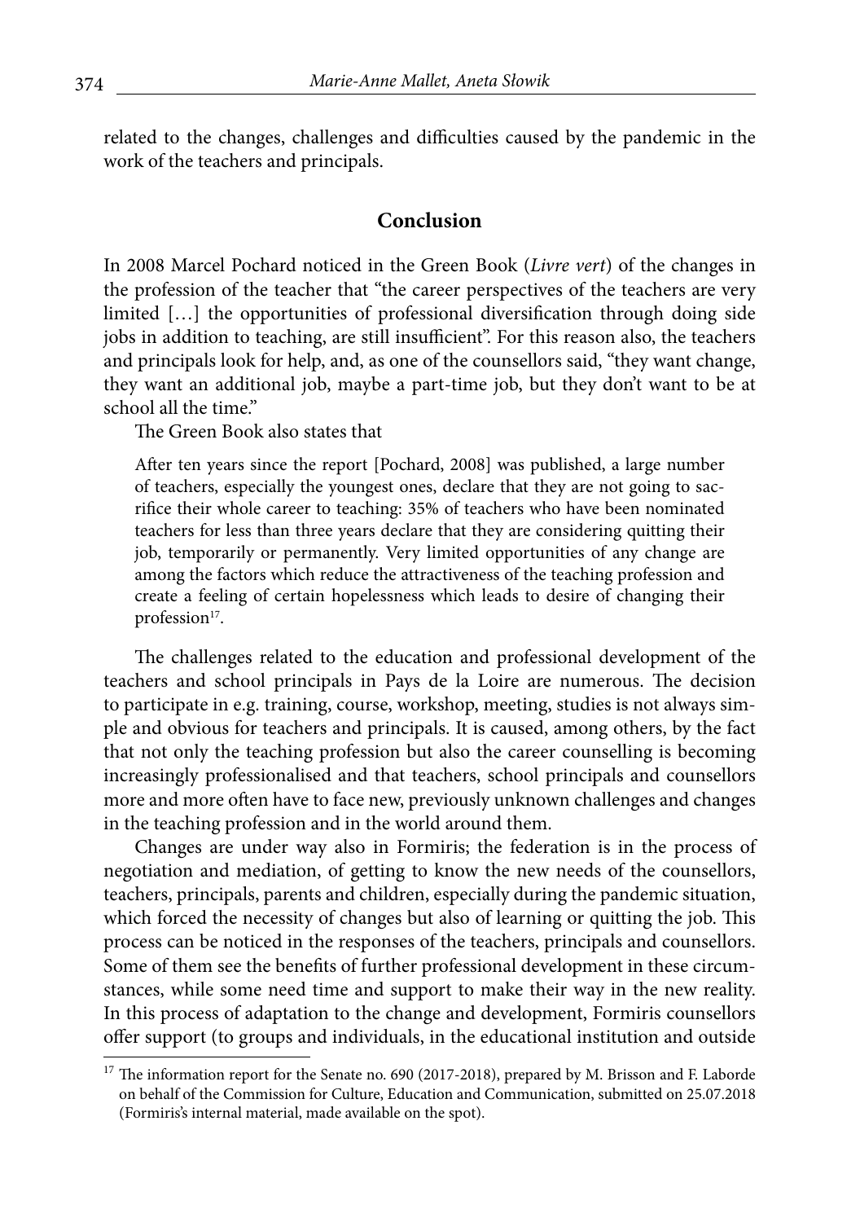related to the changes, challenges and difficulties caused by the pandemic in the work of the teachers and principals.

## Conclusion

In 2008 Marcel Pochard noticed in the Green Book (*Livre vert*) of the changes in the profession of the teacher that "the career perspectives of the teachers are very limited […] the opportunities of professional diversification through doing side jobs in addition to teaching, are still insufficient". For this reason also, the teachers and principals look for help, and, as one of the counsellors said, "they want change, they want an additional job, maybe a part-time job, but they don't want to be at school all the time."

The Green Book also states that

> After ten years since the report [Pochard, 2008] was published, a large number of teachers, especially the youngest ones, declare that they are not going to sacrifice their whole career to teaching: 35% of teachers who have been nominated teachers for less than three years declare that they are considering quitting their job, temporarily or permanently. Very limited opportunities of any change are among the factors which reduce the attractiveness of the teaching profession and create a feeling of certain hopelessness which leads to desire of changing their profession[17].

The challenges related to the education and professional development of the teachers and school principals in Pays de la Loire are numerous. The decision to participate in e.g. training, course, workshop, meeting, studies is not always simple and obvious for teachers and principals. It is caused, among others, by the fact that not only the teaching profession but also the career counselling is becoming increasingly professionalised and that teachers, school principals and counsellors more and more often have to face new, previously unknown challenges and changes in the teaching profession and in the world around them.

Changes are under way also in Formiris; the federation is in the process of negotiation and mediation, of getting to know the new needs of the counsellors, teachers, principals, parents and children, especially during the pandemic situation, which forced the necessity of changes but also of learning or quitting the job. This process can be noticed in the responses of the teachers, principals and counsellors. Some of them see the benefits of further professional development in these circumstances, while some need time and support to make their way in the new reality. In this process of adaptation to the change and development, Formiris counsellors offer support (to groups and individuals, in the educational institution and outside

[17] The information report for the Senate no. 690 (2017-2018), prepared by M. Brisson and F. Laborde on behalf of the Commission for Culture, Education and Communication, submitted on 25.07.2018 (Formiris's internal material, made available on the spot).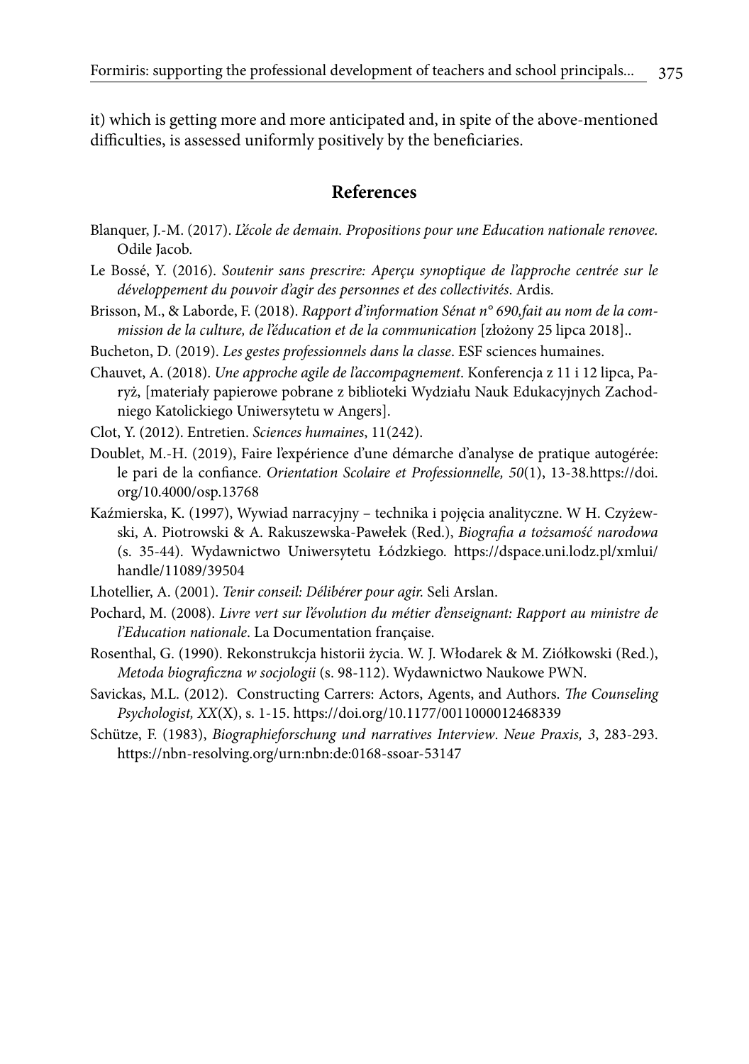it) which is getting more and more anticipated and, in spite of the above-mentioned difficulties, is assessed uniformly positively by the beneficiaries.

## References

Blanquer, J.-M. (2017). *L'école de demain. Propositions pour une Education nationale renovee.* Odile Jacob.

Le Bossé, Y. (2016). *Soutenir sans prescrire: Aperçu synoptique de l'approche centrée sur le développement du pouvoir d'agir des personnes et des collectivités*. Ardis.

Brisson, M., & Laborde, F. (2018). *Rapport d'information Sénat n° 690,fait au nom de la commission de la culture, de l'éducation et de la communication* [złożony 25 lipca 2018]..

Bucheton, D. (2019). *Les gestes professionnels dans la classe*. ESF sciences humaines.

Chauvet, A. (2018). *Une approche agile de l'accompagnement*. Konferencja z 11 i 12 lipca, Paryż, [materiały papierowe pobrane z biblioteki Wydziału Nauk Edukacyjnych Zachodniego Katolickiego Uniwersytetu w Angers].

Clot, Y. (2012). Entretien. *Sciences humaines*, 11(242).

Doublet, M.-H. (2019), Faire l'expérience d'une démarche d'analyse de pratique autogérée: le pari de la confiance. *Orientation Scolaire et Professionnelle, 50*(1), 13-38.https://doi.org/10.4000/osp.13768

Kaźmierska, K. (1997), Wywiad narracyjny – technika i pojęcia analityczne. W H. Czyżewski, A. Piotrowski & A. Rakuszewska-Pawełek (Red.), *Biografia a tożsamość narodowa* (s. 35-44). Wydawnictwo Uniwersytetu Łódzkiego. https://dspace.uni.lodz.pl/xmlui/handle/11089/39504

Lhotellier, A. (2001). *Tenir conseil: Délibérer pour agir.* Seli Arslan.

Pochard, M. (2008). *Livre vert sur l'évolution du métier d'enseignant: Rapport au ministre de l'Education nationale*. La Documentation française.

Rosenthal, G. (1990). Rekonstrukcja historii życia. W. J. Włodarek & M. Ziółkowski (Red.), *Metoda biograficzna w socjologii* (s. 98-112). Wydawnictwo Naukowe PWN.

Savickas, M.L. (2012). Constructing Carrers: Actors, Agents, and Authors. *The Counseling Psychologist, XX*(X), s. 1-15. https://doi.org/10.1177/0011000012468339

Schütze, F. (1983), *Biographieforschung und narratives Interview*. *Neue Praxis, 3*, 283-293. https://nbn-resolving.org/urn:nbn:de:0168-ssoar-53147